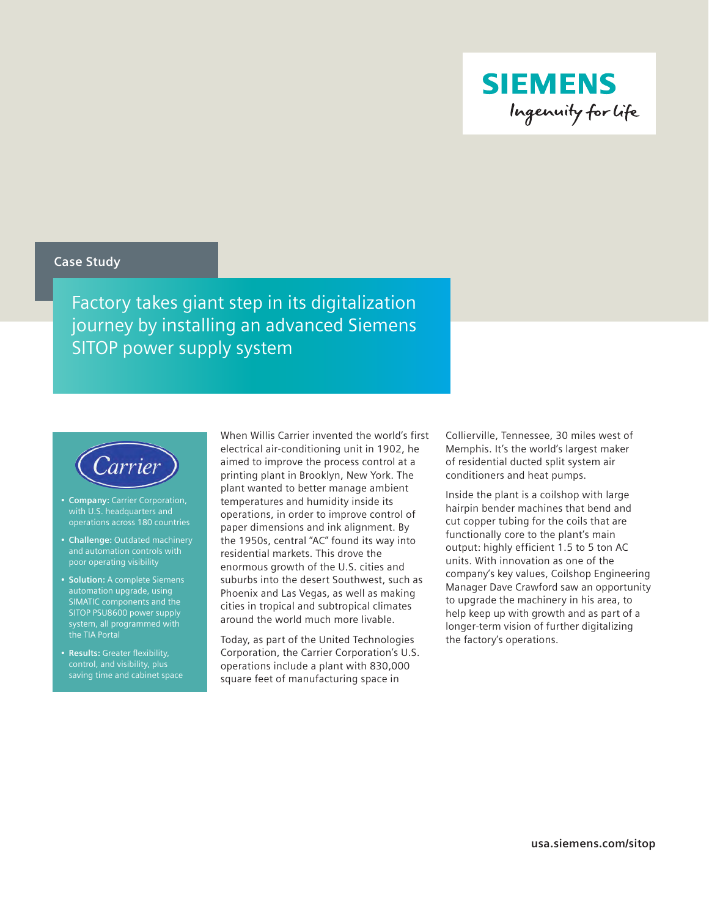Case Study

# Factory takes giant step in its digitalization journey by installing an advanced Siemens SITOP power supply system

Carrier

- **Company:** Carrier Corporation, with U.S. headquarters and operations across 180 countries
- **Challenge:** Outdated machinery and automation controls with poor operating visibility
- **Solution:** A complete Siemens automation upgrade, using SIMATIC components and the SITOP PSU8600 power supply system, all programmed with the TIA Portal
- **Results:** Greater flexibility, control, and visibility, plus saving time and cabinet space

When Willis Carrier invented the world's first electrical air-conditioning unit in 1902, he aimed to improve the process control at a printing plant in Brooklyn, New York. The plant wanted to better manage ambient temperatures and humidity inside its operations, in order to improve control of paper dimensions and ink alignment. By the 1950s, central "AC" found its way into residential markets. This drove the enormous growth of the U.S. cities and suburbs into the desert Southwest, such as Phoenix and Las Vegas, as well as making cities in tropical and subtropical climates around the world much more livable.

Today, as part of the United Technologies Corporation, the Carrier Corporation's U.S. operations include a plant with 830,000 square feet of manufacturing space in Collierville, Tennessee, 30 miles west of Memphis. It's the world's largest maker of residential ducted split system air conditioners and heat pumps.

Inside the plant is a coilshop with large hairpin bender machines that bend and cut copper tubing for the coils that are functionally core to the plant's main output: highly efficient 1.5 to 5 ton AC units. With innovation as one of the company's key values, Coilshop Engineering Manager Dave Crawford saw an opportunity to upgrade the machinery in his area, to help keep up with growth and as part of a longer-term vision of further digitalizing the factory's operations.

usa.siemens.com/sitop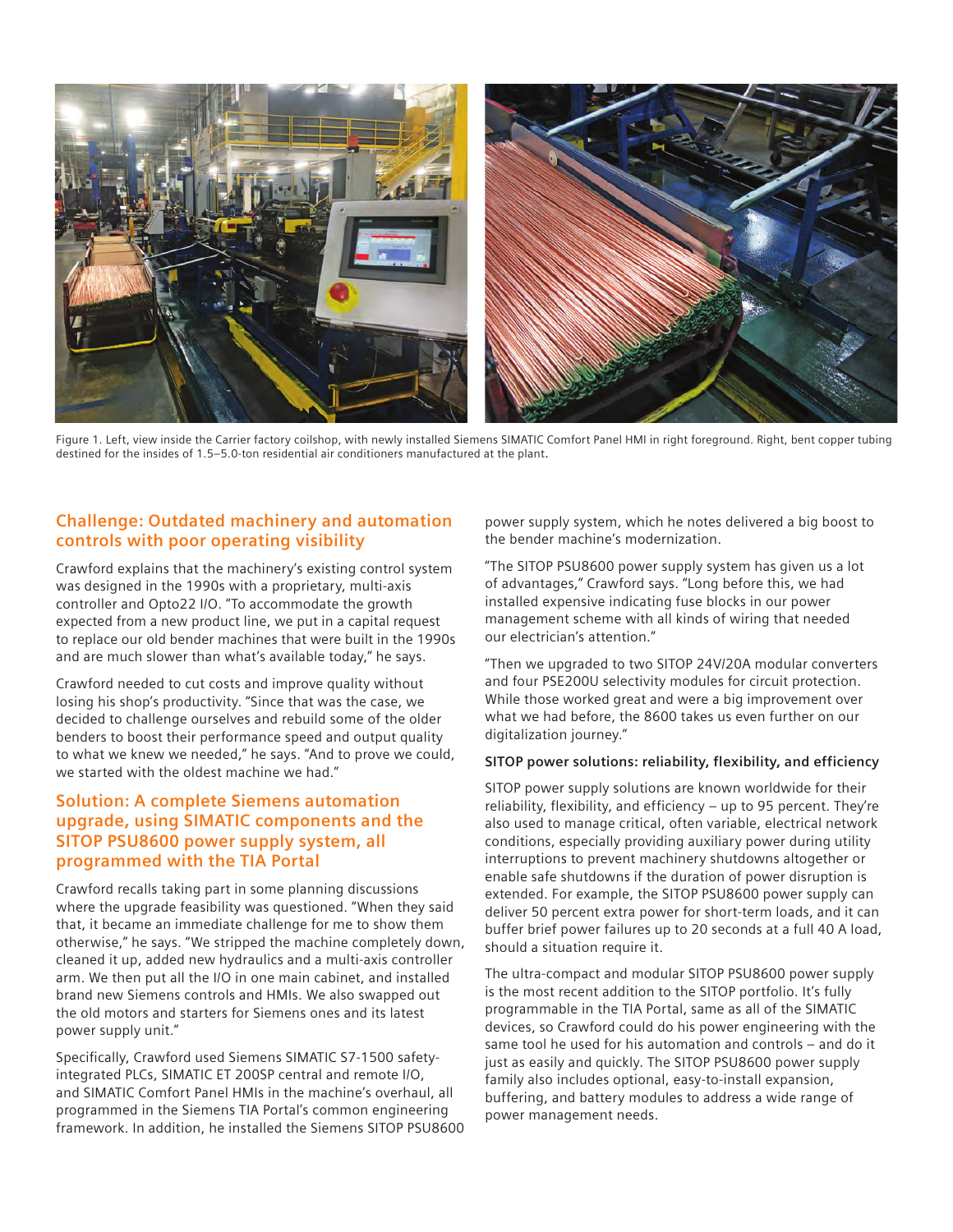Figure 1. Left, view inside the Carrier factory coilshop, with newly installed Siemens SIMATIC Comfort Panel HMI in right foreground. Right, bent copper tubing destined for the insides of 1.5–5.0-ton residential air conditioners manufactured at the plant.

## Challenge: Outdated machinery and automation controls with poor operating visibility

Crawford explains that the machinery's existing control system was designed in the 1990s with a proprietary, multi-axis controller and Opto22 I/O. "To accommodate the growth expected from a new product line, we put in a capital request to replace our old bender machines that were built in the 1990s and are much slower than what's available today," he says.

Crawford needed to cut costs and improve quality without losing his shop's productivity. "Since that was the case, we decided to challenge ourselves and rebuild some of the older benders to boost their performance speed and output quality to what we knew we needed," he says. "And to prove we could, we started with the oldest machine we had."

## Solution: A complete Siemens automation upgrade, using SIMATIC components and the SITOP PSU8600 power supply system, all programmed with the TIA Portal

Crawford recalls taking part in some planning discussions where the upgrade feasibility was questioned. "When they said that, it became an immediate challenge for me to show them otherwise," he says. "We stripped the machine completely down, cleaned it up, added new hydraulics and a multi-axis controller arm. We then put all the I/O in one main cabinet, and installed brand new Siemens controls and HMIs. We also swapped out the old motors and starters for Siemens ones and its latest power supply unit."

Specifically, Crawford used Siemens SIMATIC S7-1500 safety-integrated PLCs, SIMATIC ET 200SP central and remote I/O, and SIMATIC Comfort Panel HMIs in the machine's overhaul, all programmed in the Siemens TIA Portal's common engineering framework. In addition, he installed the Siemens SITOP PSU8600 power supply system, which he notes delivered a big boost to the bender machine's modernization.

"The SITOP PSU8600 power supply system has given us a lot of advantages," Crawford says. "Long before this, we had installed expensive indicating fuse blocks in our power management scheme with all kinds of wiring that needed our electrician's attention."

"Then we upgraded to two SITOP 24V/20A modular converters and four PSE200U selectivity modules for circuit protection. While those worked great and were a big improvement over what we had before, the 8600 takes us even further on our digitalization journey."

### SITOP power solutions: reliability, flexibility, and efficiency

SITOP power supply solutions are known worldwide for their reliability, flexibility, and efficiency – up to 95 percent. They're also used to manage critical, often variable, electrical network conditions, especially providing auxiliary power during utility interruptions to prevent machinery shutdowns altogether or enable safe shutdowns if the duration of power disruption is extended. For example, the SITOP PSU8600 power supply can deliver 50 percent extra power for short-term loads, and it can buffer brief power failures up to 20 seconds at a full 40 A load, should a situation require it.

The ultra-compact and modular SITOP PSU8600 power supply is the most recent addition to the SITOP portfolio. It's fully programmable in the TIA Portal, same as all of the SIMATIC devices, so Crawford could do his power engineering with the same tool he used for his automation and controls – and do it just as easily and quickly. The SITOP PSU8600 power supply family also includes optional, easy-to-install expansion, buffering, and battery modules to address a wide range of power management needs.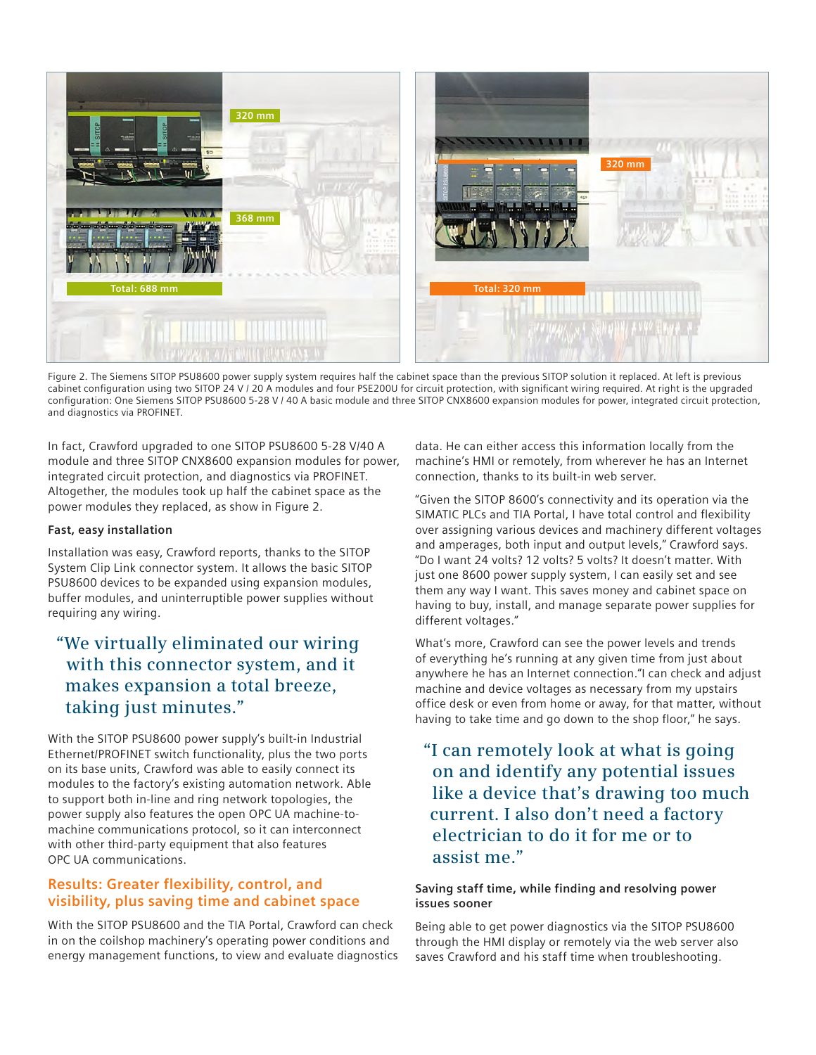Figure 2. The Siemens SITOP PSU8600 power supply system requires half the cabinet space than the previous SITOP solution it replaced. At left is previous cabinet configuration using two SITOP 24 V / 20 A modules and four PSE200U for circuit protection, with significant wiring required. At right is the upgraded configuration: One Siemens SITOP PSU8600 5-28 V / 40 A basic module and three SITOP CNX8600 expansion modules for power, integrated circuit protection, and diagnostics via PROFINET.

In fact, Crawford upgraded to one SITOP PSU8600 5-28 V/40 A module and three SITOP CNX8600 expansion modules for power, integrated circuit protection, and diagnostics via PROFINET. Altogether, the modules took up half the cabinet space as the power modules they replaced, as show in Figure 2.

### Fast, easy installation

Installation was easy, Crawford reports, thanks to the SITOP System Clip Link connector system. It allows the basic SITOP PSU8600 devices to be expanded using expansion modules, buffer modules, and uninterruptible power supplies without requiring any wiring.

> "We virtually eliminated our wiring with this connector system, and it makes expansion a total breeze, taking just minutes."

With the SITOP PSU8600 power supply's built-in Industrial Ethernet/PROFINET switch functionality, plus the two ports on its base units, Crawford was able to easily connect its modules to the factory's existing automation network. Able to support both in-line and ring network topologies, the power supply also features the open OPC UA machine-to-machine communications protocol, so it can interconnect with other third-party equipment that also features OPC UA communications.

## Results: Greater flexibility, control, and visibility, plus saving time and cabinet space

With the SITOP PSU8600 and the TIA Portal, Crawford can check in on the coilshop machinery's operating power conditions and energy management functions, to view and evaluate diagnostics data. He can either access this information locally from the machine's HMI or remotely, from wherever he has an Internet connection, thanks to its built-in web server.

"Given the SITOP 8600's connectivity and its operation via the SIMATIC PLCs and TIA Portal, I have total control and flexibility over assigning various devices and machinery different voltages and amperages, both input and output levels," Crawford says. "Do I want 24 volts? 12 volts? 5 volts? It doesn't matter. With just one 8600 power supply system, I can easily set and see them any way I want. This saves money and cabinet space on having to buy, install, and manage separate power supplies for different voltages."

What's more, Crawford can see the power levels and trends of everything he's running at any given time from just about anywhere he has an Internet connection."I can check and adjust machine and device voltages as necessary from my upstairs office desk or even from home or away, for that matter, without having to take time and go down to the shop floor," he says.

> "I can remotely look at what is going on and identify any potential issues like a device that's drawing too much current. I also don't need a factory electrician to do it for me or to assist me."

### Saving staff time, while finding and resolving power issues sooner

Being able to get power diagnostics via the SITOP PSU8600 through the HMI display or remotely via the web server also saves Crawford and his staff time when troubleshooting.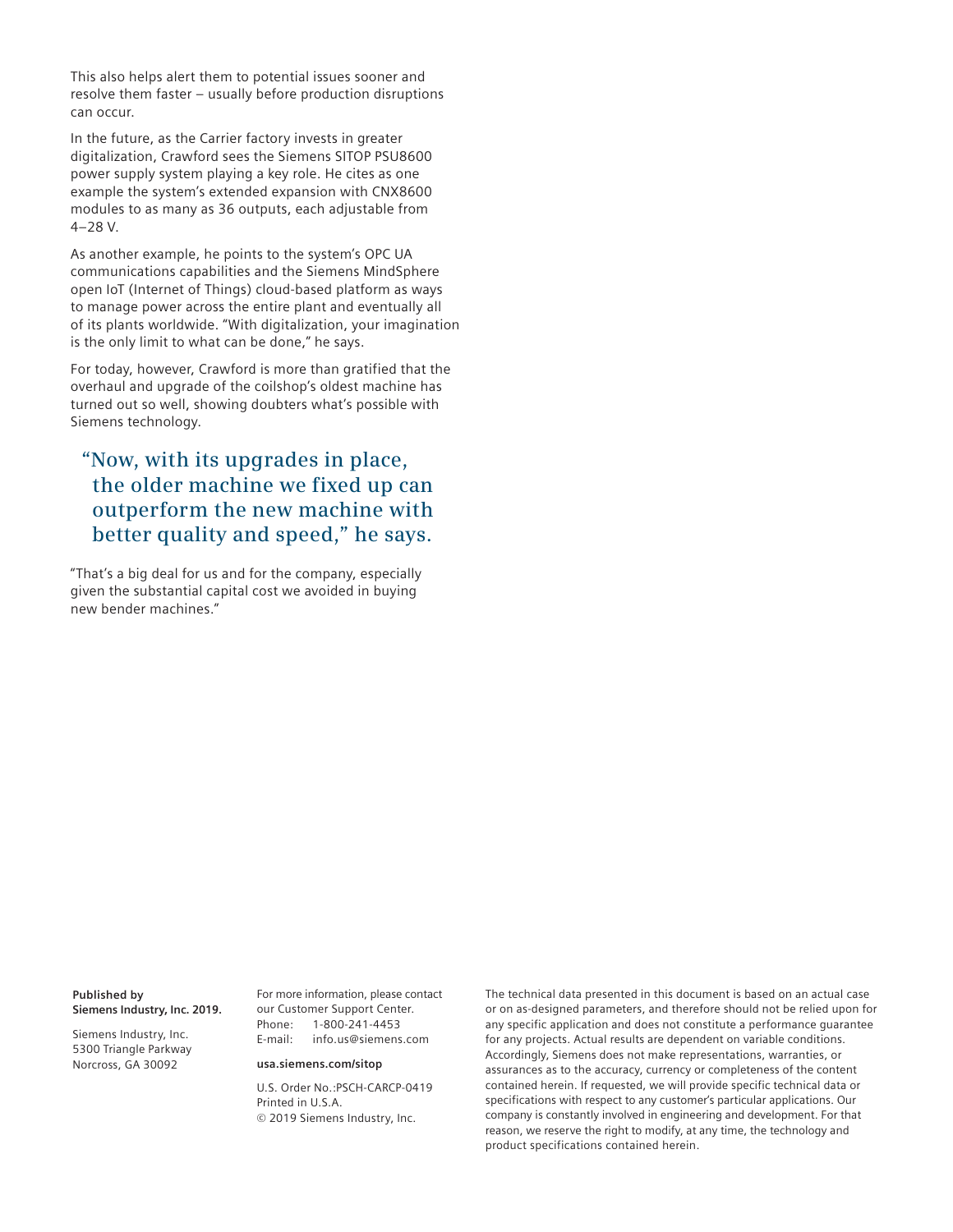This also helps alert them to potential issues sooner and resolve them faster – usually before production disruptions can occur.

In the future, as the Carrier factory invests in greater digitalization, Crawford sees the Siemens SITOP PSU8600 power supply system playing a key role. He cites as one example the system's extended expansion with CNX8600 modules to as many as 36 outputs, each adjustable from 4–28 V.

As another example, he points to the system's OPC UA communications capabilities and the Siemens MindSphere open IoT (Internet of Things) cloud-based platform as ways to manage power across the entire plant and eventually all of its plants worldwide. "With digitalization, your imagination is the only limit to what can be done," he says.

For today, however, Crawford is more than gratified that the overhaul and upgrade of the coilshop's oldest machine has turned out so well, showing doubters what's possible with Siemens technology.

> "Now, with its upgrades in place, the older machine we fixed up can outperform the new machine with better quality and speed," he says.

"That's a big deal for us and for the company, especially given the substantial capital cost we avoided in buying new bender machines."

**Published by Siemens Industry, Inc. 2019.**

Siemens Industry, Inc.
5300 Triangle Parkway
Norcross, GA 30092

For more information, please contact our Customer Support Center.
Phone: 1-800-241-4453
E-mail: info.us@siemens.com

**usa.siemens.com/sitop**

U.S. Order No.:PSCH-CARCP-0419
Printed in U.S.A.
© 2019 Siemens Industry, Inc.

The technical data presented in this document is based on an actual case or on as-designed parameters, and therefore should not be relied upon for any specific application and does not constitute a performance guarantee for any projects. Actual results are dependent on variable conditions. Accordingly, Siemens does not make representations, warranties, or assurances as to the accuracy, currency or completeness of the content contained herein. If requested, we will provide specific technical data or specifications with respect to any customer's particular applications. Our company is constantly involved in engineering and development. For that reason, we reserve the right to modify, at any time, the technology and product specifications contained herein.